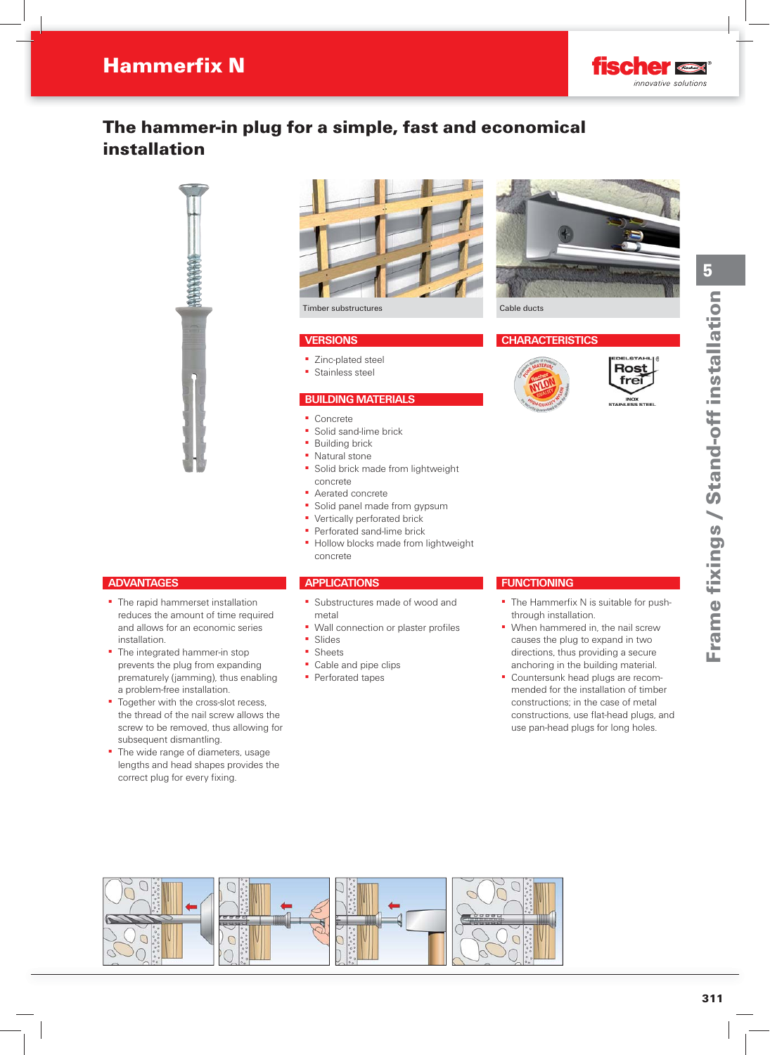# Hammerfix N

## The hammer-in plug for a simple, fast and economical installation

Timber substructures

Cable ducts

### VERSIONS

- Zinc-plated steel
- Stainless steel

### CHARACTERISTICS

### BUILDING MATERIALS

- Concrete
- Solid sand-lime brick
- Building brick
- Natural stone
- Solid brick made from lightweight concrete
- Aerated concrete
- Solid panel made from gypsum
- Vertically perforated brick
- Perforated sand-lime brick
- Hollow blocks made from lightweight concrete

### ADVANTAGES

- The rapid hammerset installation reduces the amount of time required and allows for an economic series installation.
- The integrated hammer-in stop prevents the plug from expanding prematurely (jamming), thus enabling a problem-free installation.
- Together with the cross-slot recess, the thread of the nail screw allows the screw to be removed, thus allowing for subsequent dismantling.
- The wide range of diameters, usage lengths and head shapes provides the correct plug for every fixing.

### APPLICATIONS

- Substructures made of wood and metal
- Wall connection or plaster profiles
- Slides
- Sheets
- Cable and pipe clips
- Perforated tapes

### FUNCTIONING

- The Hammerfix N is suitable for push-through installation.
- When hammered in, the nail screw causes the plug to expand in two directions, thus providing a secure anchoring in the building material.
- Countersunk head plugs are recommended for the installation of timber constructions; in the case of metal constructions, use flat-head plugs, and use pan-head plugs for long holes.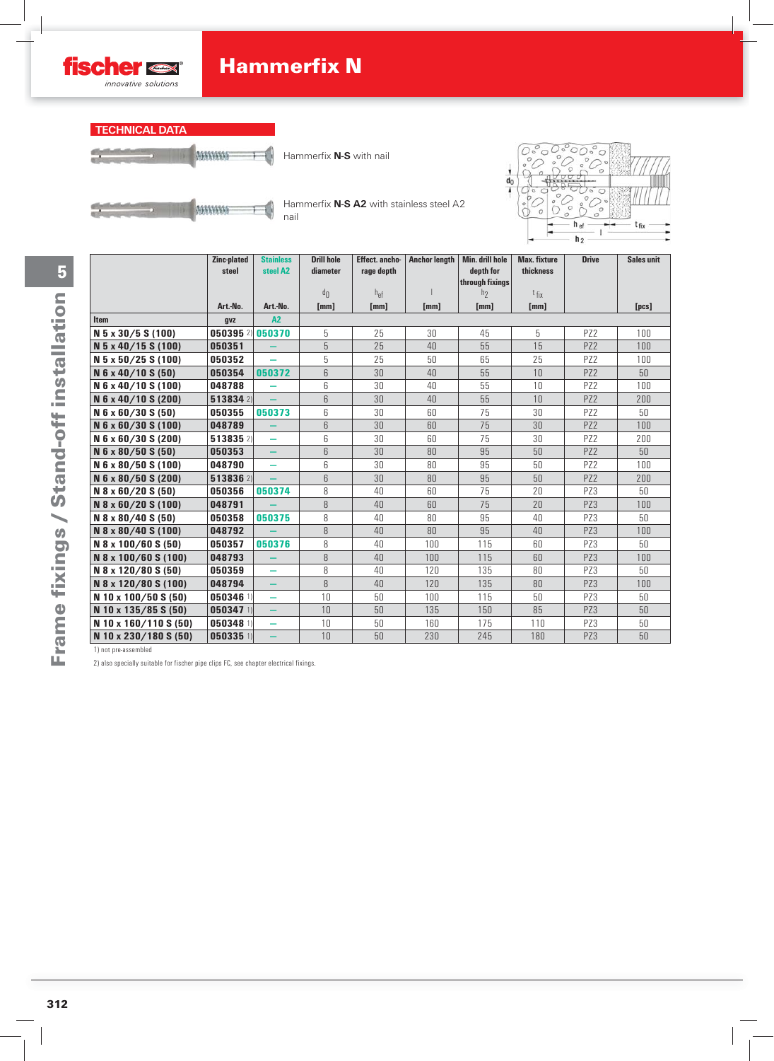# Hammerfix N

## TECHNICAL DATA

Hammerfix **N-S** with nail

Hammerfix **N-S A2** with stainless steel A2 nail

| | Zinc-plated steel | Stainless steel A2 | Drill hole diameter | Effect. anchorage depth | Anchor length | Min. drill hole depth for through fixings | Max. fixture thickness | Drive | Sales unit |
|---|---|---|---|---|---|---|---|---|---|
| | | | $d_0$ | $h_{ef}$ | l | $h_2$ | $t_{fix}$ | | |
| | Art.-No. | Art.-No. | [mm] | [mm] | [mm] | [mm] | [mm] | | [pcs] |
| **Item** | **gvz** | **A2** | | | | | | | |
| **N 5 x 30/5 S (100)** | **050395** 2) | **050370** | 5 | 25 | 30 | 45 | 5 | PZ2 | 100 |
| **N 5 x 40/15 S (100)** | **050351** | – | 5 | 25 | 40 | 55 | 15 | PZ2 | 100 |
| **N 5 x 50/25 S (100)** | **050352** | – | 5 | 25 | 50 | 65 | 25 | PZ2 | 100 |
| **N 6 x 40/10 S (50)** | **050354** | **050372** | 6 | 30 | 40 | 55 | 10 | PZ2 | 50 |
| **N 6 x 40/10 S (100)** | **048788** | – | 6 | 30 | 40 | 55 | 10 | PZ2 | 100 |
| **N 6 x 40/10 S (200)** | **513834** 2) | – | 6 | 30 | 40 | 55 | 10 | PZ2 | 200 |
| **N 6 x 60/30 S (50)** | **050355** | **050373** | 6 | 30 | 60 | 75 | 30 | PZ2 | 50 |
| **N 6 x 60/30 S (100)** | **048789** | – | 6 | 30 | 60 | 75 | 30 | PZ2 | 100 |
| **N 6 x 60/30 S (200)** | **513835** 2) | – | 6 | 30 | 60 | 75 | 30 | PZ2 | 200 |
| **N 6 x 80/50 S (50)** | **050353** | – | 6 | 30 | 80 | 95 | 50 | PZ2 | 50 |
| **N 6 x 80/50 S (100)** | **048790** | – | 6 | 30 | 80 | 95 | 50 | PZ2 | 100 |
| **N 6 x 80/50 S (200)** | **513836** 2) | – | 6 | 30 | 80 | 95 | 50 | PZ2 | 200 |
| **N 8 x 60/20 S (50)** | **050356** | **050374** | 8 | 40 | 60 | 75 | 20 | PZ3 | 50 |
| **N 8 x 60/20 S (100)** | **048791** | – | 8 | 40 | 60 | 75 | 20 | PZ3 | 100 |
| **N 8 x 80/40 S (50)** | **050358** | **050375** | 8 | 40 | 80 | 95 | 40 | PZ3 | 50 |
| **N 8 x 80/40 S (100)** | **048792** | – | 8 | 40 | 80 | 95 | 40 | PZ3 | 100 |
| **N 8 x 100/60 S (50)** | **050357** | **050376** | 8 | 40 | 100 | 115 | 60 | PZ3 | 50 |
| **N 8 x 100/60 S (100)** | **048793** | – | 8 | 40 | 100 | 115 | 60 | PZ3 | 100 |
| **N 8 x 120/80 S (50)** | **050359** | – | 8 | 40 | 120 | 135 | 80 | PZ3 | 50 |
| **N 8 x 120/80 S (100)** | **048794** | – | 8 | 40 | 120 | 135 | 80 | PZ3 | 100 |
| **N 10 x 100/50 S (50)** | **050346** 1) | – | 10 | 50 | 100 | 115 | 50 | PZ3 | 50 |
| **N 10 x 135/85 S (50)** | **050347** 1) | – | 10 | 50 | 135 | 150 | 85 | PZ3 | 50 |
| **N 10 x 160/110 S (50)** | **050348** 1) | – | 10 | 50 | 160 | 175 | 110 | PZ3 | 50 |
| **N 10 x 230/180 S (50)** | **050335** 1) | – | 10 | 50 | 230 | 245 | 180 | PZ3 | 50 |

1) not pre-assembled

2) also specially suitable for fischer pipe clips FC, see chapter electrical fixings.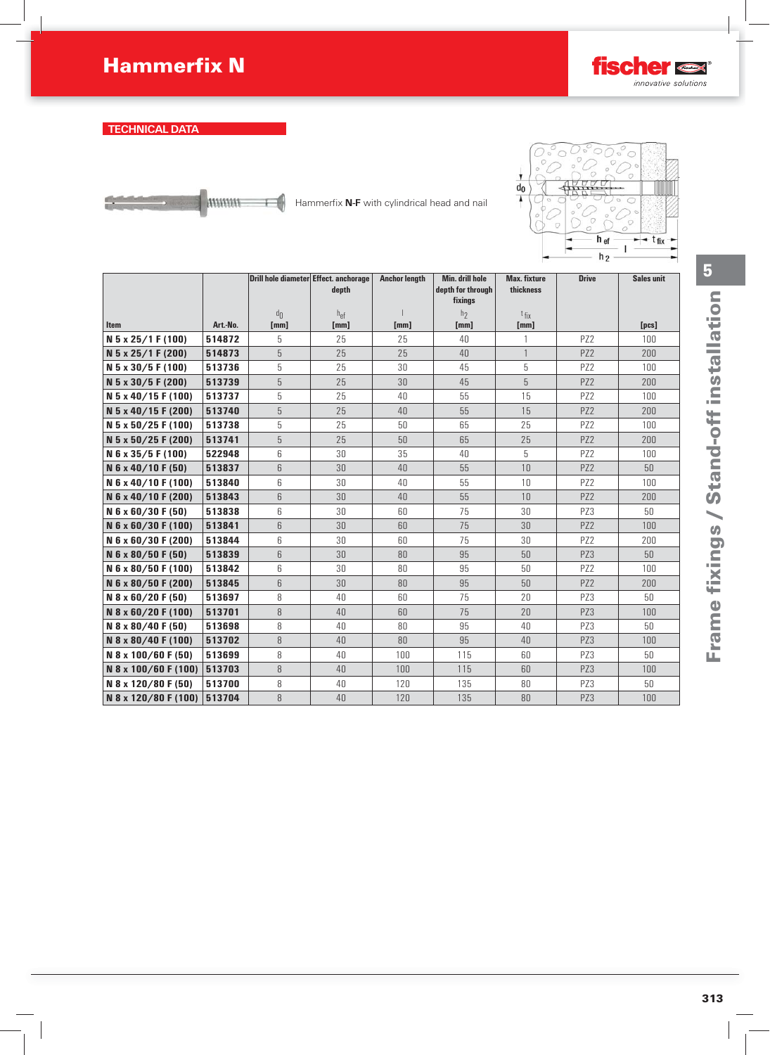# Hammerfix N

## TECHNICAL DATA

Hammerfix **N-F** with cylindrical head and nail

| Item | Art.-No. | Drill hole diameter $d_0$ [mm] | Effect. anchorage depth $h_{ef}$ [mm] | Anchor length $l$ [mm] | Min. drill hole depth for through fixings $h_2$ [mm] | Max. fixture thickness $t_{fix}$ [mm] | Drive | Sales unit [pcs] |
|---|---|---|---|---|---|---|---|---|
| **N 5 x 25/1 F (100)** | **514872** | 5 | 25 | 25 | 40 | 1 | PZ2 | 100 |
| **N 5 x 25/1 F (200)** | **514873** | 5 | 25 | 25 | 40 | 1 | PZ2 | 200 |
| **N 5 x 30/5 F (100)** | **513736** | 5 | 25 | 30 | 45 | 5 | PZ2 | 100 |
| **N 5 x 30/5 F (200)** | **513739** | 5 | 25 | 30 | 45 | 5 | PZ2 | 200 |
| **N 5 x 40/15 F (100)** | **513737** | 5 | 25 | 40 | 55 | 15 | PZ2 | 100 |
| **N 5 x 40/15 F (200)** | **513740** | 5 | 25 | 40 | 55 | 15 | PZ2 | 200 |
| **N 5 x 50/25 F (100)** | **513738** | 5 | 25 | 50 | 65 | 25 | PZ2 | 100 |
| **N 5 x 50/25 F (200)** | **513741** | 5 | 25 | 50 | 65 | 25 | PZ2 | 200 |
| **N 6 x 35/5 F (100)** | **522948** | 6 | 30 | 35 | 40 | 5 | PZ2 | 100 |
| **N 6 x 40/10 F (50)** | **513837** | 6 | 30 | 40 | 55 | 10 | PZ2 | 50 |
| **N 6 x 40/10 F (100)** | **513840** | 6 | 30 | 40 | 55 | 10 | PZ2 | 100 |
| **N 6 x 40/10 F (200)** | **513843** | 6 | 30 | 40 | 55 | 10 | PZ2 | 200 |
| **N 6 x 60/30 F (50)** | **513838** | 6 | 30 | 60 | 75 | 30 | PZ3 | 50 |
| **N 6 x 60/30 F (100)** | **513841** | 6 | 30 | 60 | 75 | 30 | PZ2 | 100 |
| **N 6 x 60/30 F (200)** | **513844** | 6 | 30 | 60 | 75 | 30 | PZ2 | 200 |
| **N 6 x 80/50 F (50)** | **513839** | 6 | 30 | 80 | 95 | 50 | PZ3 | 50 |
| **N 6 x 80/50 F (100)** | **513842** | 6 | 30 | 80 | 95 | 50 | PZ2 | 100 |
| **N 6 x 80/50 F (200)** | **513845** | 6 | 30 | 80 | 95 | 50 | PZ2 | 200 |
| **N 8 x 60/20 F (50)** | **513697** | 8 | 40 | 60 | 75 | 20 | PZ3 | 50 |
| **N 8 x 60/20 F (100)** | **513701** | 8 | 40 | 60 | 75 | 20 | PZ3 | 100 |
| **N 8 x 80/40 F (50)** | **513698** | 8 | 40 | 80 | 95 | 40 | PZ3 | 50 |
| **N 8 x 80/40 F (100)** | **513702** | 8 | 40 | 80 | 95 | 40 | PZ3 | 100 |
| **N 8 x 100/60 F (50)** | **513699** | 8 | 40 | 100 | 115 | 60 | PZ3 | 50 |
| **N 8 x 100/60 F (100)** | **513703** | 8 | 40 | 100 | 115 | 60 | PZ3 | 100 |
| **N 8 x 120/80 F (50)** | **513700** | 8 | 40 | 120 | 135 | 80 | PZ3 | 50 |
| **N 8 x 120/80 F (100)** | **513704** | 8 | 40 | 120 | 135 | 80 | PZ3 | 100 |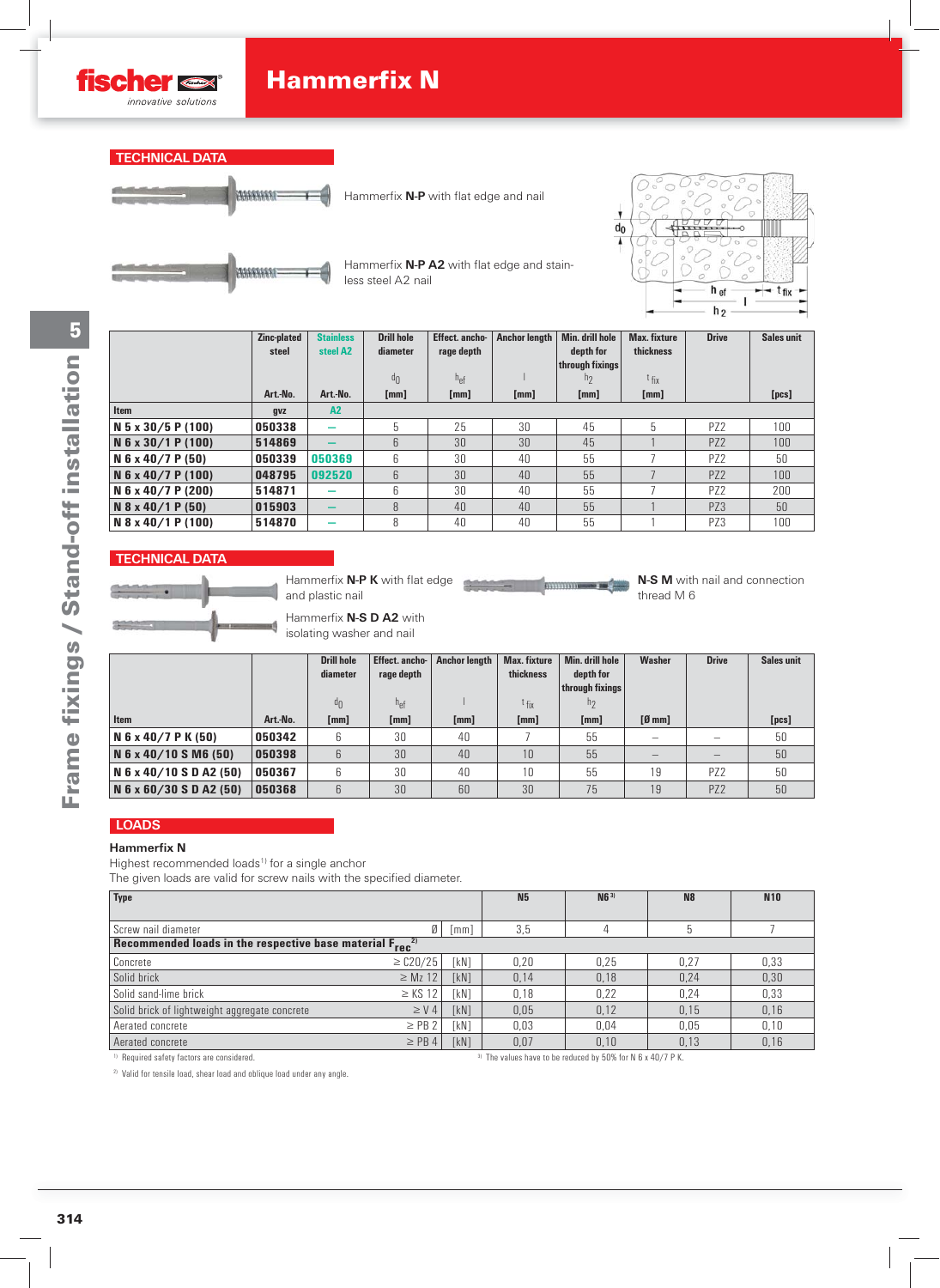# Hammerfix N

## TECHNICAL DATA

Hammerfix **N-P** with flat edge and nail

Hammerfix **N-P A2** with flat edge and stainless steel A2 nail

$d_0$ $h_{ef}$ $t_{fix}$ l $h_2$

| Item | Zinc-plated steel Art.-No. gvz | Stainless steel A2 Art.-No. A2 | Drill hole diameter $d_0$ [mm] | Effect. anchorage depth $h_{ef}$ [mm] | Anchor length l [mm] | Min. drill hole depth for through fixings $h_2$ [mm] | Max. fixture thickness $t_{fix}$ [mm] | Drive | Sales unit [pcs] |
|---|---|---|---|---|---|---|---|---|---|
| N 5 x 30/5 P (100) | 050338 | – | 5 | 25 | 30 | 45 | 5 | PZ2 | 100 |
| N 6 x 30/1 P (100) | 514869 | – | 6 | 30 | 30 | 45 | 1 | PZ2 | 100 |
| N 6 x 40/7 P (50) | 050339 | 050369 | 6 | 30 | 40 | 55 | 7 | PZ2 | 50 |
| N 6 x 40/7 P (100) | 048795 | 092520 | 6 | 30 | 40 | 55 | 7 | PZ2 | 100 |
| N 6 x 40/7 P (200) | 514871 | – | 6 | 30 | 40 | 55 | 7 | PZ2 | 200 |
| N 8 x 40/1 P (50) | 015903 | – | 8 | 40 | 40 | 55 | 1 | PZ3 | 50 |
| N 8 x 40/1 P (100) | 514870 | – | 8 | 40 | 40 | 55 | 1 | PZ3 | 100 |

## TECHNICAL DATA

Hammerfix **N-P K** with flat edge and plastic nail

Hammerfix **N-S D A2** with isolating washer and nail

**N-S M** with nail and connection thread M 6

| Item | Art.-No. | Drill hole diameter $d_0$ [mm] | Effect. anchorage depth $h_{ef}$ [mm] | Anchor length l [mm] | Max. fixture thickness $t_{fix}$ [mm] | Min. drill hole depth for through fixings $h_2$ [mm] | Washer [Ø mm] | Drive | Sales unit [pcs] |
|---|---|---|---|---|---|---|---|---|---|
| N 6 x 40/7 P K (50) | 050342 | 6 | 30 | 40 | 7 | 55 | – | – | 50 |
| N 6 x 40/10 S M6 (50) | 050398 | 6 | 30 | 40 | 10 | 55 | – | – | 50 |
| N 6 x 40/10 S D A2 (50) | 050367 | 6 | 30 | 40 | 10 | 55 | 19 | PZ2 | 50 |
| N 6 x 60/30 S D A2 (50) | 050368 | 6 | 30 | 60 | 30 | 75 | 19 | PZ2 | 50 |

## LOADS

**Hammerfix N**

Highest recommended loads[1] for a single anchor

The given loads are valid for screw nails with the specified diameter.

| Type | | | N5 | N6 [3] | N8 | N10 |
|---|---|---|---|---|---|---|
| Screw nail diameter | Ø | [mm] | 3,5 | 4 | 5 | 7 |
| **Recommended loads in the respective base material $F_{rec}$[2]** | | | | | | |
| Concrete | ≥ C20/25 | [kN] | 0,20 | 0,25 | 0,27 | 0,33 |
| Solid brick | ≥ Mz 12 | [kN] | 0,14 | 0,18 | 0,24 | 0,30 |
| Solid sand-lime brick | ≥ KS 12 | [kN] | 0,18 | 0,22 | 0,24 | 0,33 |
| Solid brick of lightweight aggregate concrete | ≥ V 4 | [kN] | 0,05 | 0,12 | 0,15 | 0,16 |
| Aerated concrete | ≥ PB 2 | [kN] | 0,03 | 0,04 | 0,05 | 0,10 |
| Aerated concrete | ≥ PB 4 | [kN] | 0,07 | 0,10 | 0,13 | 0,16 |

[1] Required safety factors are considered.

[2] Valid for tensile load, shear load and oblique load under any angle.

[3] The values have to be reduced by 50% for N 6 x 40/7 P K.